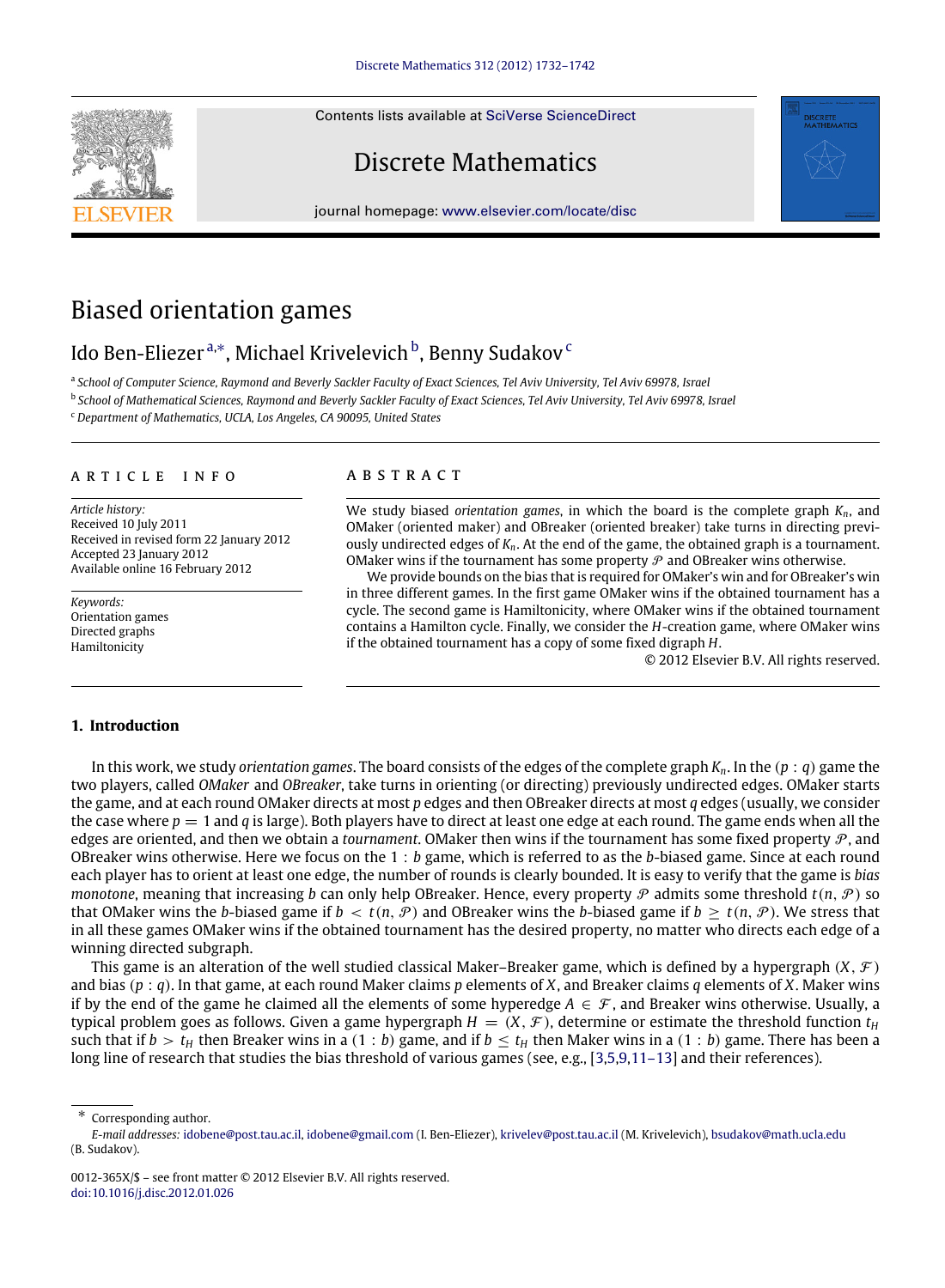Contents lists available at SciVerse ScienceDirect

# Discrete Mathematics

journal homepage: www.elsevier.com/locate/disc

# Biased orientation games

Ido Ben-Eliezer[a,*], Michael Krivelevich[b], Benny Sudakov[c]

[a] School of Computer Science, Raymond and Beverly Sackler Faculty of Exact Sciences, Tel Aviv University, Tel Aviv 69978, Israel
[b] School of Mathematical Sciences, Raymond and Beverly Sackler Faculty of Exact Sciences, Tel Aviv University, Tel Aviv 69978, Israel
[c] Department of Mathematics, UCLA, Los Angeles, CA 90095, United States

**ARTICLE INFO**

*Article history:*
Received 10 July 2011
Received in revised form 22 January 2012
Accepted 23 January 2012
Available online 16 February 2012

*Keywords:*
Orientation games
Directed graphs
Hamiltonicity

**ABSTRACT**

We study biased *orientation games*, in which the board is the complete graph $K_n$, and OMaker (oriented maker) and OBreaker (oriented breaker) take turns in directing previously undirected edges of $K_n$. At the end of the game, the obtained graph is a tournament. OMaker wins if the tournament has some property $\mathcal{P}$ and OBreaker wins otherwise.

We provide bounds on the bias that is required for OMaker's win and for OBreaker's win in three different games. In the first game OMaker wins if the obtained tournament has a cycle. The second game is Hamiltonicity, where OMaker wins if the obtained tournament contains a Hamilton cycle. Finally, we consider the $H$-creation game, where OMaker wins if the obtained tournament has a copy of some fixed digraph $H$.

© 2012 Elsevier B.V. All rights reserved.

## 1. Introduction

In this work, we study *orientation games*. The board consists of the edges of the complete graph $K_n$. In the $(p : q)$ game the two players, called *OMaker* and *OBreaker*, take turns in orienting (or directing) previously undirected edges. OMaker starts the game, and at each round OMaker directs at most $p$ edges and then OBreaker directs at most $q$ edges (usually, we consider the case where $p = 1$ and $q$ is large). Both players have to direct at least one edge at each round. The game ends when all the edges are oriented, and then we obtain a *tournament*. OMaker then wins if the tournament has some fixed property $\mathcal{P}$, and OBreaker wins otherwise. Here we focus on the $1 : b$ game, which is referred to as the $b$-biased game. Since at each round each player has to orient at least one edge, the number of rounds is clearly bounded. It is easy to verify that the game is *bias monotone*, meaning that increasing $b$ can only help OBreaker. Hence, every property $\mathcal{P}$ admits some threshold $t(n, \mathcal{P})$ so that OMaker wins the $b$-biased game if $b < t(n, \mathcal{P})$ and OBreaker wins the $b$-biased game if $b \geq t(n, \mathcal{P})$. We stress that in all these games OMaker wins if the obtained tournament has the desired property, no matter who directs each edge of a winning directed subgraph.

This game is an alteration of the well studied classical Maker–Breaker game, which is defined by a hypergraph $(X, \mathcal{F})$ and bias $(p : q)$. In that game, at each round Maker claims $p$ elements of $X$, and Breaker claims $q$ elements of $X$. Maker wins if by the end of the game he claimed all the elements of some hyperedge $A \in \mathcal{F}$, and Breaker wins otherwise. Usually, a typical problem goes as follows. Given a game hypergraph $H = (X, \mathcal{F})$, determine or estimate the threshold function $t_H$ such that if $b > t_H$ then Breaker wins in a $(1 : b)$ game, and if $b \leq t_H$ then Maker wins in a $(1 : b)$ game. There has been a long line of research that studies the bias threshold of various games (see, e.g., [3,5,9,11–13] and their references).

* Corresponding author.
*E-mail addresses:* idobene@post.tau.ac.il, idobene@gmail.com (I. Ben-Eliezer), krivelev@post.tau.ac.il (M. Krivelevich), bsudakov@math.ucla.edu (B. Sudakov).

0012-365X/$ – see front matter © 2012 Elsevier B.V. All rights reserved.
doi:10.1016/j.disc.2012.01.026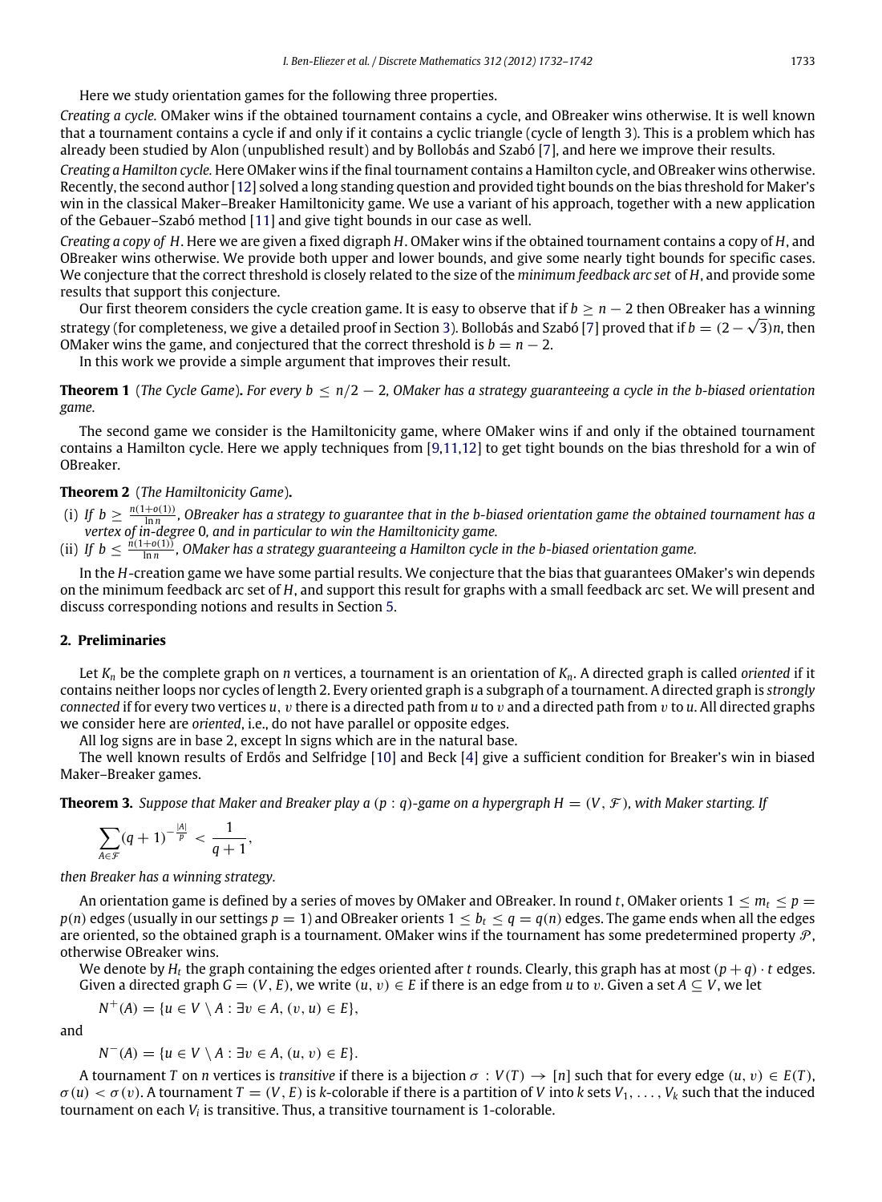Here we study orientation games for the following three properties.

*Creating a cycle.* OMaker wins if the obtained tournament contains a cycle, and OBreaker wins otherwise. It is well known that a tournament contains a cycle if and only if it contains a cyclic triangle (cycle of length 3). This is a problem which has already been studied by Alon (unpublished result) and by Bollobás and Szabó [7], and here we improve their results.

*Creating a Hamilton cycle.* Here OMaker wins if the final tournament contains a Hamilton cycle, and OBreaker wins otherwise. Recently, the second author [12] solved a long standing question and provided tight bounds on the bias threshold for Maker's win in the classical Maker–Breaker Hamiltonicity game. We use a variant of his approach, together with a new application of the Gebauer–Szabó method [11] and give tight bounds in our case as well.

*Creating a copy of H.* Here we are given a fixed digraph $H$. OMaker wins if the obtained tournament contains a copy of $H$, and OBreaker wins otherwise. We provide both upper and lower bounds, and give some nearly tight bounds for specific cases. We conjecture that the correct threshold is closely related to the size of the *minimum feedback arc set* of $H$, and provide some results that support this conjecture.

Our first theorem considers the cycle creation game. It is easy to observe that if $b \geq n-2$ then OBreaker has a winning strategy (for completeness, we give a detailed proof in Section 3). Bollobás and Szabó [7] proved that if $b = (2-\sqrt{3})n$, then OMaker wins the game, and conjectured that the correct threshold is $b = n-2$.

In this work we provide a simple argument that improves their result.

**Theorem 1** (*The Cycle Game*)**.** *For every $b \leq n/2 - 2$, OMaker has a strategy guaranteeing a cycle in the b-biased orientation game.*

The second game we consider is the Hamiltonicity game, where OMaker wins if and only if the obtained tournament contains a Hamilton cycle. Here we apply techniques from [9,11,12] to get tight bounds on the bias threshold for a win of OBreaker.

**Theorem 2** (*The Hamiltonicity Game*)**.**

(i) *If $b \geq \frac{n(1+o(1))}{\ln n}$, OBreaker has a strategy to guarantee that in the b-biased orientation game the obtained tournament has a vertex of in-degree 0, and in particular to win the Hamiltonicity game.*

(ii) *If $b \leq \frac{n(1+o(1))}{\ln n}$, OMaker has a strategy guaranteeing a Hamilton cycle in the b-biased orientation game.*

In the $H$-creation game we have some partial results. We conjecture that the bias that guarantees OMaker's win depends on the minimum feedback arc set of $H$, and support this result for graphs with a small feedback arc set. We will present and discuss corresponding notions and results in Section 5.

## 2. Preliminaries

Let $K_n$ be the complete graph on $n$ vertices, a tournament is an orientation of $K_n$. A directed graph is called *oriented* if it contains neither loops nor cycles of length 2. Every oriented graph is a subgraph of a tournament. A directed graph is *strongly connected* if for every two vertices $u, v$ there is a directed path from $u$ to $v$ and a directed path from $v$ to $u$. All directed graphs we consider here are *oriented*, i.e., do not have parallel or opposite edges.

All log signs are in base 2, except ln signs which are in the natural base.

The well known results of Erdős and Selfridge [10] and Beck [4] give a sufficient condition for Breaker's win in biased Maker–Breaker games.

**Theorem 3.** *Suppose that Maker and Breaker play a $(p : q)$-game on a hypergraph $H = (V, \mathcal{F})$, with Maker starting. If*

$$\sum_{A\in\mathcal{F}} (q+1)^{-\frac{|A|}{p}} < \frac{1}{q+1},$$

*then Breaker has a winning strategy.*

An orientation game is defined by a series of moves by OMaker and OBreaker. In round $t$, OMaker orients $1 \leq m_t \leq p = p(n)$ edges (usually in our settings $p = 1$) and OBreaker orients $1 \leq b_t \leq q = q(n)$ edges. The game ends when all the edges are oriented, so the obtained graph is a tournament. OMaker wins if the tournament has some predetermined property $\mathcal{P}$, otherwise OBreaker wins.

We denote by $H_t$ the graph containing the edges oriented after $t$ rounds. Clearly, this graph has at most $(p+q)\cdot t$ edges. Given a directed graph $G = (V, E)$, we write $(u, v) \in E$ if there is an edge from $u$ to $v$. Given a set $A \subseteq V$, we let

$$N^+(A) = \{u \in V \setminus A : \exists v \in A, (v, u) \in E\},$$

and

$$N^-(A) = \{u \in V \setminus A : \exists v \in A, (u, v) \in E\}.$$

A tournament $T$ on $n$ vertices is *transitive* if there is a bijection $\sigma : V(T) \to [n]$ such that for every edge $(u, v) \in E(T)$, $\sigma(u) < \sigma(v)$. A tournament $T = (V, E)$ is $k$-colorable if there is a partition of $V$ into $k$ sets $V_1, \ldots, V_k$ such that the induced tournament on each $V_i$ is transitive. Thus, a transitive tournament is 1-colorable.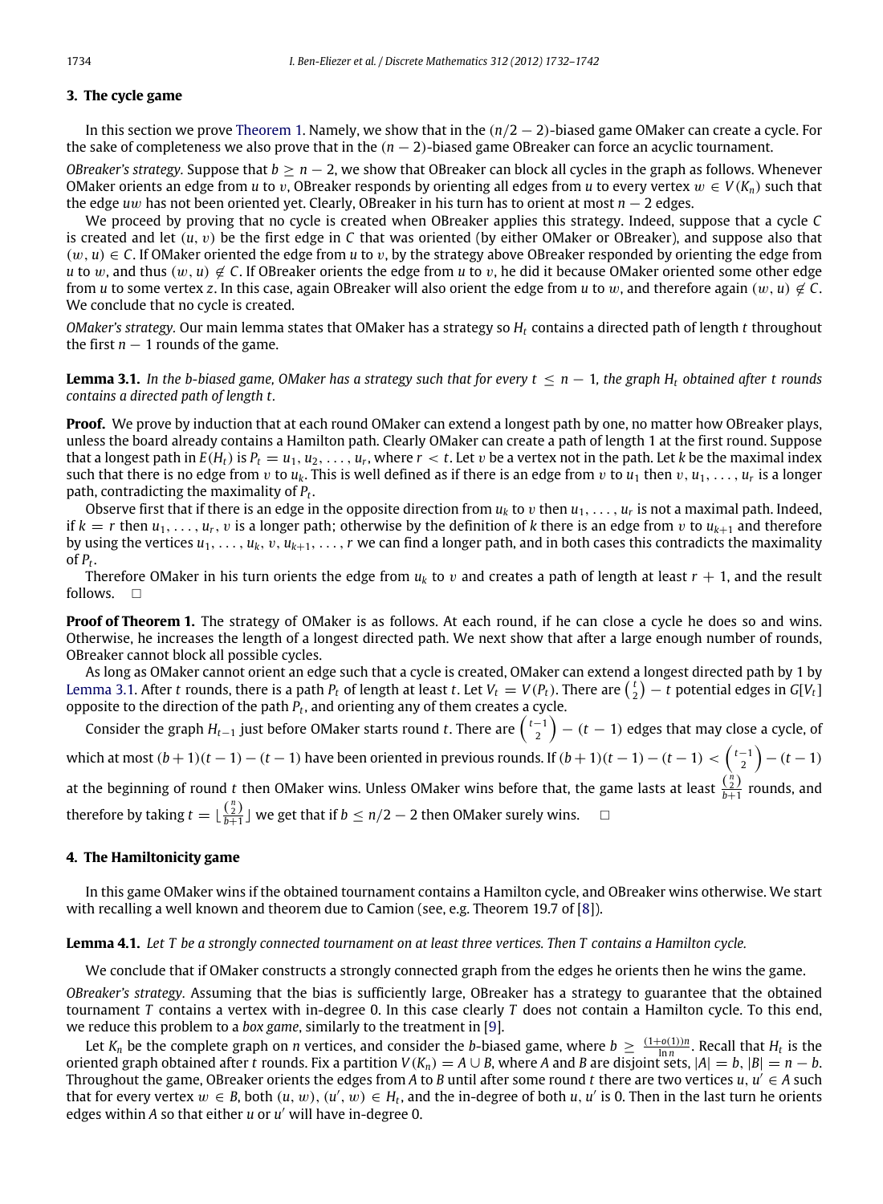## 3. The cycle game

In this section we prove Theorem 1. Namely, we show that in the $(n/2 - 2)$-biased game OMaker can create a cycle. For the sake of completeness we also prove that in the $(n - 2)$-biased game OBreaker can force an acyclic tournament.

*OBreaker's strategy.* Suppose that $b \geq n - 2$, we show that OBreaker can block all cycles in the graph as follows. Whenever OMaker orients an edge from $u$ to $v$, OBreaker responds by orienting all edges from $u$ to every vertex $w \in V(K_n)$ such that the edge $uw$ has not been oriented yet. Clearly, OBreaker in his turn has to orient at most $n - 2$ edges.

We proceed by proving that no cycle is created when OBreaker applies this strategy. Indeed, suppose that a cycle $C$ is created and let $(u, v)$ be the first edge in $C$ that was oriented (by either OMaker or OBreaker), and suppose also that $(w, u) \in C$. If OMaker oriented the edge from $u$ to $v$, by the strategy above OBreaker responded by orienting the edge from $u$ to $w$, and thus $(w, u) \notin C$. If OBreaker orients the edge from $u$ to $v$, he did it because OMaker oriented some other edge from $u$ to some vertex $z$. In this case, again OBreaker will also orient the edge from $u$ to $w$, and therefore again $(w, u) \notin C$. We conclude that no cycle is created.

*OMaker's strategy.* Our main lemma states that OMaker has a strategy so $H_t$ contains a directed path of length $t$ throughout the first $n - 1$ rounds of the game.

**Lemma 3.1.** *In the b-biased game, OMaker has a strategy such that for every $t \leq n - 1$, the graph $H_t$ obtained after $t$ rounds contains a directed path of length $t$.*

**Proof.** We prove by induction that at each round OMaker can extend a longest path by one, no matter how OBreaker plays, unless the board already contains a Hamilton path. Clearly OMaker can create a path of length 1 at the first round. Suppose that a longest path in $E(H_t)$ is $P_t = u_1, u_2, \ldots, u_r$, where $r < t$. Let $v$ be a vertex not in the path. Let $k$ be the maximal index such that there is no edge from $v$ to $u_k$. This is well defined as if there is an edge from $v$ to $u_1$ then $v, u_1, \ldots, u_r$ is a longer path, contradicting the maximality of $P_t$.

Observe first that if there is an edge in the opposite direction from $u_k$ to $v$ then $u_1, \ldots, u_r$ is not a maximal path. Indeed, if $k = r$ then $u_1, \ldots, u_r, v$ is a longer path; otherwise by the definition of $k$ there is an edge from $v$ to $u_{k+1}$ and therefore by using the vertices $u_1, \ldots, u_k, v, u_{k+1}, \ldots, r$ we can find a longer path, and in both cases this contradicts the maximality of $P_t$.

Therefore OMaker in his turn orients the edge from $u_k$ to $v$ and creates a path of length at least $r + 1$, and the result follows. $\square$

**Proof of Theorem 1.** The strategy of OMaker is as follows. At each round, if he can close a cycle he does so and wins. Otherwise, he increases the length of a longest directed path. We next show that after a large enough number of rounds, OBreaker cannot block all possible cycles.

As long as OMaker cannot orient an edge such that a cycle is created, OMaker can extend a longest directed path by 1 by Lemma 3.1. After $t$ rounds, there is a path $P_t$ of length at least $t$. Let $V_t = V(P_t)$. There are $\binom{t}{2} - t$ potential edges in $G[V_t]$ opposite to the direction of the path $P_t$, and orienting any of them creates a cycle.

Consider the graph $H_{t-1}$ just before OMaker starts round $t$. There are $\binom{t-1}{2} - (t - 1)$ edges that may close a cycle, of which at most $(b + 1)(t - 1) - (t - 1)$ have been oriented in previous rounds. If $(b + 1)(t - 1) - (t - 1) < \binom{t-1}{2} - (t - 1)$ at the beginning of round $t$ then OMaker wins. Unless OMaker wins before that, the game lasts at least $\frac{\binom{n}{2}}{b+1}$ rounds, and therefore by taking $t = \lfloor \frac{\binom{n}{2}}{b+1} \rfloor$ we get that if $b \leq n/2 - 2$ then OMaker surely wins. $\square$

## 4. The Hamiltonicity game

In this game OMaker wins if the obtained tournament contains a Hamilton cycle, and OBreaker wins otherwise. We start with recalling a well known and theorem due to Camion (see, e.g. Theorem 19.7 of [8]).

**Lemma 4.1.** *Let $T$ be a strongly connected tournament on at least three vertices. Then $T$ contains a Hamilton cycle.*

We conclude that if OMaker constructs a strongly connected graph from the edges he orients then he wins the game.

*OBreaker's strategy.* Assuming that the bias is sufficiently large, OBreaker has a strategy to guarantee that the obtained tournament $T$ contains a vertex with in-degree 0. In this case clearly $T$ does not contain a Hamilton cycle. To this end, we reduce this problem to a *box game*, similarly to the treatment in [9].

Let $K_n$ be the complete graph on $n$ vertices, and consider the $b$-biased game, where $b \geq \frac{(1+o(1))n}{\ln n}$. Recall that $H_t$ is the oriented graph obtained after $t$ rounds. Fix a partition $V(K_n) = A \cup B$, where $A$ and $B$ are disjoint sets, $|A| = b$, $|B| = n - b$. Throughout the game, OBreaker orients the edges from $A$ to $B$ until after some round $t$ there are two vertices $u, u' \in A$ such that for every vertex $w \in B$, both $(u, w), (u', w) \in H_t$, and the in-degree of both $u, u'$ is 0. Then in the last turn he orients edges within $A$ so that either $u$ or $u'$ will have in-degree 0.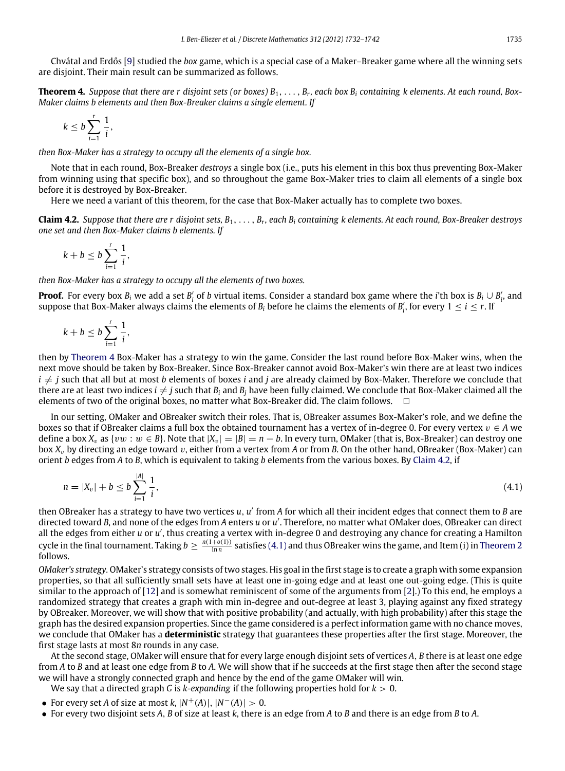Chvátal and Erdős [9] studied the *box* game, which is a special case of a Maker–Breaker game where all the winning sets are disjoint. Their main result can be summarized as follows.

**Theorem 4.** *Suppose that there are $r$ disjoint sets (or boxes) $B_1, \ldots, B_r$, each box $B_i$ containing $k$ elements. At each round, Box-Maker claims $b$ elements and then Box-Breaker claims a single element. If*

$$k \leq b \sum_{i=1}^{r} \frac{1}{i},$$

*then Box-Maker has a strategy to occupy all the elements of a single box.*

Note that in each round, Box-Breaker *destroys* a single box (i.e., puts his element in this box thus preventing Box-Maker from winning using that specific box), and so throughout the game Box-Maker tries to claim all elements of a single box before it is destroyed by Box-Breaker.

Here we need a variant of this theorem, for the case that Box-Maker actually has to complete two boxes.

**Claim 4.2.** *Suppose that there are $r$ disjoint sets, $B_1, \ldots, B_r$, each $B_i$ containing $k$ elements. At each round, Box-Breaker destroys one set and then Box-Maker claims $b$ elements. If*

$$k + b \leq b \sum_{i=1}^{r} \frac{1}{i},$$

*then Box-Maker has a strategy to occupy all the elements of two boxes.*

**Proof.** For every box $B_i$ we add a set $B'_i$ of $b$ virtual items. Consider a standard box game where the $i$'th box is $B_i \cup B'_i$, and suppose that Box-Maker always claims the elements of $B_i$ before he claims the elements of $B'_i$, for every $1 \leq i \leq r$. If

$$k + b \leq b \sum_{i=1}^{r} \frac{1}{i},$$

then by Theorem 4 Box-Maker has a strategy to win the game. Consider the last round before Box-Maker wins, when the next move should be taken by Box-Breaker. Since Box-Breaker cannot avoid Box-Maker's win there are at least two indices $i \neq j$ such that all but at most $b$ elements of boxes $i$ and $j$ are already claimed by Box-Maker. Therefore we conclude that there are at least two indices $i \neq j$ such that $B_i$ and $B_j$ have been fully claimed. We conclude that Box-Maker claimed all the elements of two of the original boxes, no matter what Box-Breaker did. The claim follows. $\square$

In our setting, OMaker and OBreaker switch their roles. That is, OBreaker assumes Box-Maker's role, and we define the boxes so that if OBreaker claims a full box the obtained tournament has a vertex of in-degree 0. For every vertex $v \in A$ we define a box $X_v$ as $\{vw : w \in B\}$. Note that $|X_v| = |B| = n - b$. In every turn, OMaker (that is, Box-Breaker) can destroy one box $X_v$ by directing an edge toward $v$, either from a vertex from $A$ or from $B$. On the other hand, OBreaker (Box-Maker) can orient $b$ edges from $A$ to $B$, which is equivalent to taking $b$ elements from the various boxes. By Claim 4.2, if

$$n = |X_v| + b \leq b \sum_{i=1}^{|A|} \frac{1}{i}, \tag{4.1}$$

then OBreaker has a strategy to have two vertices $u, u'$ from $A$ for which all their incident edges that connect them to $B$ are directed toward $B$, and none of the edges from $A$ enters $u$ or $u'$. Therefore, no matter what OMaker does, OBreaker can direct all the edges from either $u$ or $u'$, thus creating a vertex with in-degree 0 and destroying any chance for creating a Hamilton cycle in the final tournament. Taking $b \geq \frac{n(1+o(1))}{\ln n}$ satisfies (4.1) and thus OBreaker wins the game, and Item (i) in Theorem 2 follows.

*OMaker's strategy*. OMaker's strategy consists of two stages. His goal in the first stage is to create a graph with some expansion properties, so that all sufficiently small sets have at least one in-going edge and at least one out-going edge. (This is quite similar to the approach of [12] and is somewhat reminiscent of some of the arguments from [2].) To this end, he employs a randomized strategy that creates a graph with min in-degree and out-degree at least 3, playing against any fixed strategy by OBreaker. Moreover, we will show that with positive probability (and actually, with high probability) after this stage the graph has the desired expansion properties. Since the game considered is a perfect information game with no chance moves, we conclude that OMaker has a **deterministic** strategy that guarantees these properties after the first stage. Moreover, the first stage lasts at most $8n$ rounds in any case.

At the second stage, OMaker will ensure that for every large enough disjoint sets of vertices $A, B$ there is at least one edge from $A$ to $B$ and at least one edge from $B$ to $A$. We will show that if he succeeds at the first stage then after the second stage we will have a strongly connected graph and hence by the end of the game OMaker will win.

We say that a directed graph $G$ is *$k$-expanding* if the following properties hold for $k > 0$.

- For every set $A$ of size at most $k$, $|N^+(A)|, |N^-(A)| > 0$.
- For every two disjoint sets $A, B$ of size at least $k$, there is an edge from $A$ to $B$ and there is an edge from $B$ to $A$.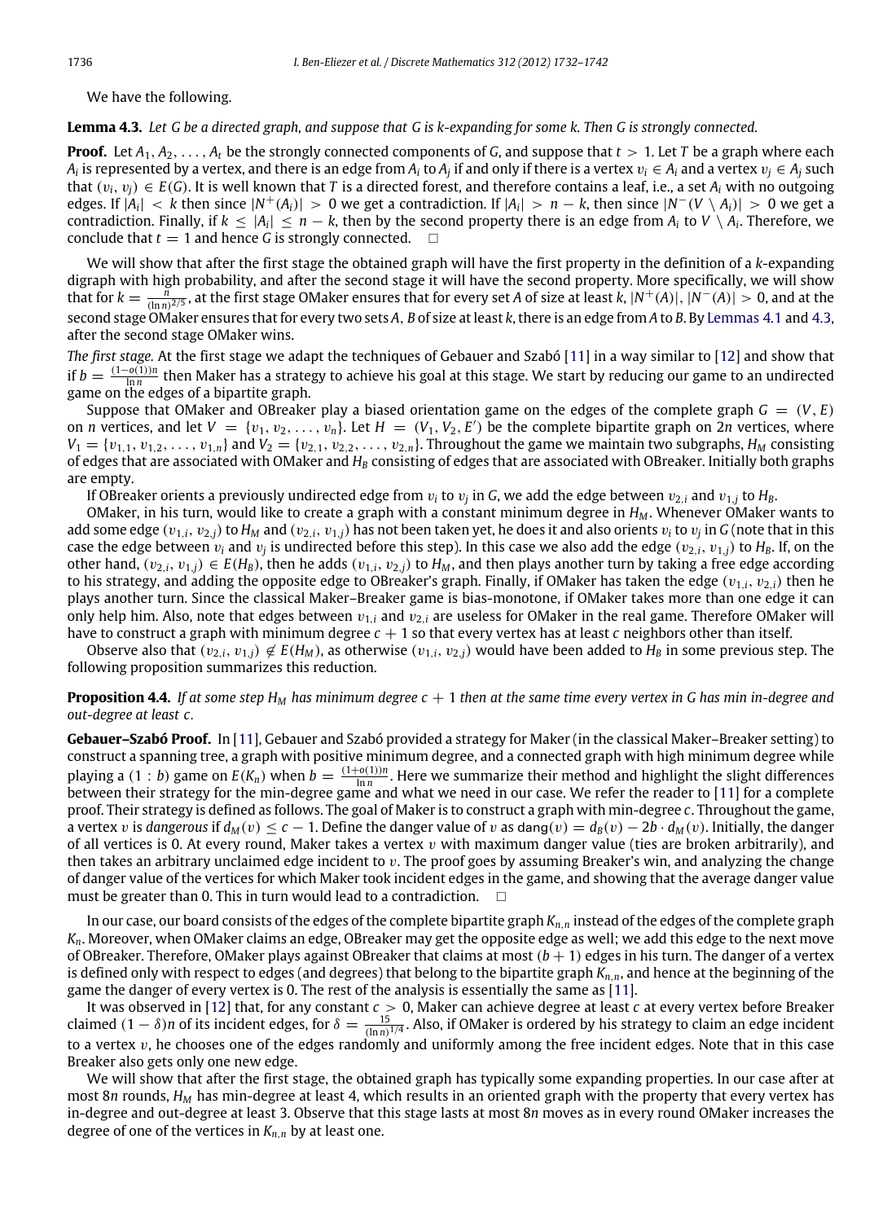We have the following.

**Lemma 4.3.** *Let G be a directed graph, and suppose that G is k-expanding for some k. Then G is strongly connected.*

**Proof.** Let $A_1, A_2, \ldots, A_t$ be the strongly connected components of $G$, and suppose that $t > 1$. Let $T$ be a graph where each $A_i$ is represented by a vertex, and there is an edge from $A_i$ to $A_j$ if and only if there is a vertex $v_i \in A_i$ and a vertex $v_j \in A_j$ such that $(v_i, v_j) \in E(G)$. It is well known that $T$ is a directed forest, and therefore contains a leaf, i.e., a set $A_i$ with no outgoing edges. If $|A_i| < k$ then since $|N^+(A_i)| > 0$ we get a contradiction. If $|A_i| > n - k$, then since $|N^-(V \setminus A_i)| > 0$ we get a contradiction. Finally, if $k \leq |A_i| \leq n - k$, then by the second property there is an edge from $A_i$ to $V \setminus A_i$. Therefore, we conclude that $t = 1$ and hence $G$ is strongly connected. $\square$

We will show that after the first stage the obtained graph will have the first property in the definition of a $k$-expanding digraph with high probability, and after the second stage it will have the second property. More specifically, we will show that for $k = \frac{n}{(\ln n)^{2/5}}$, at the first stage OMaker ensures that for every set $A$ of size at least $k$, $|N^+(A)|, |N^-(A)| > 0$, and at the second stage OMaker ensures that for every two sets $A$, $B$ of size at least $k$, there is an edge from $A$ to $B$. By Lemmas 4.1 and 4.3, after the second stage OMaker wins.

*The first stage.* At the first stage we adapt the techniques of Gebauer and Szabó [11] in a way similar to [12] and show that if $b = \frac{(1-o(1))n}{\ln n}$ then Maker has a strategy to achieve his goal at this stage. We start by reducing our game to an undirected game on the edges of a bipartite graph.

Suppose that OMaker and OBreaker play a biased orientation game on the edges of the complete graph $G = (V, E)$ on $n$ vertices, and let $V = \{v_1, v_2, \ldots, v_n\}$. Let $H = (V_1, V_2, E')$ be the complete bipartite graph on $2n$ vertices, where $V_1 = \{v_{1,1}, v_{1,2}, \ldots, v_{1,n}\}$ and $V_2 = \{v_{2,1}, v_{2,2}, \ldots, v_{2,n}\}$. Throughout the game we maintain two subgraphs, $H_M$ consisting of edges that are associated with OMaker and $H_B$ consisting of edges that are associated with OBreaker. Initially both graphs are empty.

If OBreaker orients a previously undirected edge from $v_i$ to $v_j$ in $G$, we add the edge between $v_{2,i}$ and $v_{1,j}$ to $H_B$.

OMaker, in his turn, would like to create a graph with a constant minimum degree in $H_M$. Whenever OMaker wants to add some edge $(v_{1,i}, v_{2,j})$ to $H_M$ and $(v_{2,i}, v_{1,j})$ has not been taken yet, he does it and also orients $v_i$ to $v_j$ in $G$ (note that in this case the edge between $v_i$ and $v_j$ is undirected before this step). In this case we also add the edge $(v_{2,i}, v_{1,j})$ to $H_B$. If, on the other hand, $(v_{2,i}, v_{1,j}) \in E(H_B)$, then he adds $(v_{1,i}, v_{2,j})$ to $H_M$, and then plays another turn by taking a free edge according to his strategy, and adding the opposite edge to OBreaker's graph. Finally, if OMaker has taken the edge $(v_{1,i}, v_{2,i})$ then he plays another turn. Since the classical Maker–Breaker game is bias-monotone, if OMaker takes more than one edge it can only help him. Also, note that edges between $v_{1,i}$ and $v_{2,i}$ are useless for OMaker in the real game. Therefore OMaker will have to construct a graph with minimum degree $c + 1$ so that every vertex has at least $c$ neighbors other than itself.

Observe also that $(v_{2,i}, v_{1,j}) \notin E(H_M)$, as otherwise $(v_{1,i}, v_{2,j})$ would have been added to $H_B$ in some previous step. The following proposition summarizes this reduction.

**Proposition 4.4.** *If at some step $H_M$ has minimum degree $c + 1$ then at the same time every vertex in G has min in-degree and out-degree at least c.*

**Gebauer–Szabó Proof.** In [11], Gebauer and Szabó provided a strategy for Maker (in the classical Maker–Breaker setting) to construct a spanning tree, a graph with positive minimum degree, and a connected graph with high minimum degree while playing a $(1 : b)$ game on $E(K_n)$ when $b = \frac{(1+o(1))n}{\ln n}$. Here we summarize their method and highlight the slight differences between their strategy for the min-degree game and what we need in our case. We refer the reader to [11] for a complete proof. Their strategy is defined as follows. The goal of Maker is to construct a graph with min-degree $c$. Throughout the game, a vertex $v$ is *dangerous* if $d_M(v) \leq c - 1$. Define the danger value of $v$ as $\mathtt{dang}(v) = d_B(v) - 2b \cdot d_M(v)$. Initially, the danger of all vertices is 0. At every round, Maker takes a vertex $v$ with maximum danger value (ties are broken arbitrarily), and then takes an arbitrary unclaimed edge incident to $v$. The proof goes by assuming Breaker's win, and analyzing the change of danger value of the vertices for which Maker took incident edges in the game, and showing that the average danger value must be greater than 0. This in turn would lead to a contradiction. $\square$

In our case, our board consists of the edges of the complete bipartite graph $K_{n,n}$ instead of the edges of the complete graph $K_n$. Moreover, when OMaker claims an edge, OBreaker may get the opposite edge as well; we add this edge to the next move of OBreaker. Therefore, OMaker plays against OBreaker that claims at most $(b + 1)$ edges in his turn. The danger of a vertex is defined only with respect to edges (and degrees) that belong to the bipartite graph $K_{n,n}$, and hence at the beginning of the game the danger of every vertex is 0. The rest of the analysis is essentially the same as [11].

It was observed in [12] that, for any constant $c > 0$, Maker can achieve degree at least $c$ at every vertex before Breaker claimed $(1 - \delta)n$ of its incident edges, for $\delta = \frac{15}{(\ln n)^{1/4}}$. Also, if OMaker is ordered by his strategy to claim an edge incident to a vertex $v$, he chooses one of the edges randomly and uniformly among the free incident edges. Note that in this case Breaker also gets only one new edge.

We will show that after the first stage, the obtained graph has typically some expanding properties. In our case after at most $8n$ rounds, $H_M$ has min-degree at least 4, which results in an oriented graph with the property that every vertex has in-degree and out-degree at least 3. Observe that this stage lasts at most $8n$ moves as in every round OMaker increases the degree of one of the vertices in $K_{n,n}$ by at least one.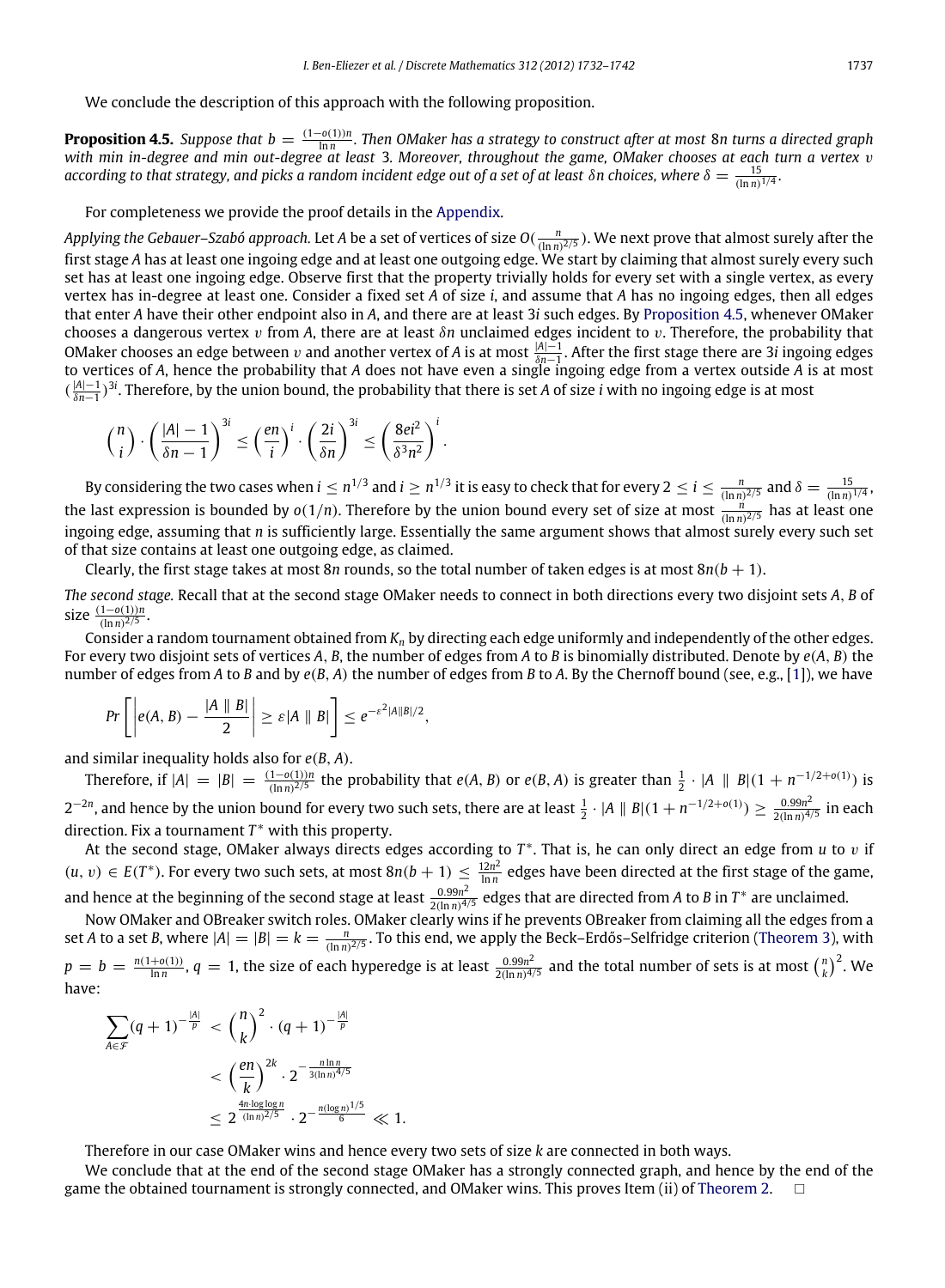We conclude the description of this approach with the following proposition.

**Proposition 4.5.** *Suppose that $b = \frac{(1-o(1))n}{\ln n}$. Then OMaker has a strategy to construct after at most $8n$ turns a directed graph with min in-degree and min out-degree at least 3. Moreover, throughout the game, OMaker chooses at each turn a vertex $v$ according to that strategy, and picks a random incident edge out of a set of at least $\delta n$ choices, where $\delta = \frac{15}{(\ln n)^{1/4}}$.*

For completeness we provide the proof details in the Appendix.

*Applying the Gebauer–Szabó approach.* Let $A$ be a set of vertices of size $O(\frac{n}{(\ln n)^{2/5}})$. We next prove that almost surely after the first stage $A$ has at least one ingoing edge and at least one outgoing edge. We start by claiming that almost surely every such set has at least one ingoing edge. Observe first that the property trivially holds for every set with a single vertex, as every vertex has in-degree at least one. Consider a fixed set $A$ of size $i$, and assume that $A$ has no ingoing edges, then all edges that enter $A$ have their other endpoint also in $A$, and there are at least $3i$ such edges. By Proposition 4.5, whenever OMaker chooses a dangerous vertex $v$ from $A$, there are at least $\delta n$ unclaimed edges incident to $v$. Therefore, the probability that OMaker chooses an edge between $v$ and another vertex of $A$ is at most $\frac{|A|-1}{\delta n-1}$. After the first stage there are $3i$ ingoing edges to vertices of $A$, hence the probability that $A$ does not have even a single ingoing edge from a vertex outside $A$ is at most $(\frac{|A|-1}{\delta n-1})^{3i}$. Therefore, by the union bound, the probability that there is set $A$ of size $i$ with no ingoing edge is at most

$$\binom{n}{i} \cdot \left(\frac{|A|-1}{\delta n-1}\right)^{3i} \leq \left(\frac{en}{i}\right)^{i} \cdot \left(\frac{2i}{\delta n}\right)^{3i} \leq \left(\frac{8ei^2}{\delta^3 n^2}\right)^{i}.$$

By considering the two cases when $i \leq n^{1/3}$ and $i \geq n^{1/3}$ it is easy to check that for every $2 \leq i \leq \frac{n}{(\ln n)^{2/5}}$ and $\delta = \frac{15}{(\ln n)^{1/4}}$, the last expression is bounded by $o(1/n)$. Therefore by the union bound every set of size at most $\frac{n}{(\ln n)^{2/5}}$ has at least one ingoing edge, assuming that $n$ is sufficiently large. Essentially the same argument shows that almost surely every such set of that size contains at least one outgoing edge, as claimed.

Clearly, the first stage takes at most $8n$ rounds, so the total number of taken edges is at most $8n(b+1)$.

*The second stage.* Recall that at the second stage OMaker needs to connect in both directions every two disjoint sets $A$, $B$ of size $\frac{(1-o(1))n}{(\ln n)^{2/5}}$.

Consider a random tournament obtained from $K_n$ by directing each edge uniformly and independently of the other edges. For every two disjoint sets of vertices $A$, $B$, the number of edges from $A$ to $B$ is binomially distributed. Denote by $e(A, B)$ the number of edges from $A$ to $B$ and by $e(B, A)$ the number of edges from $B$ to $A$. By the Chernoff bound (see, e.g., [1]), we have

$$Pr\left[\left|e(A,B) - \frac{|A \parallel B|}{2}\right| \geq \varepsilon|A \parallel B|\right] \leq e^{-\varepsilon^2|A\|B|/2},$$

and similar inequality holds also for $e(B, A)$.

Therefore, if $|A| = |B| = \frac{(1-o(1))n}{(\ln n)^{2/5}}$ the probability that $e(A, B)$ or $e(B, A)$ is greater than $\frac{1}{2} \cdot |A \parallel B|(1 + n^{-1/2+o(1)})$ is $2^{-2n}$, and hence by the union bound for every two such sets, there are at least $\frac{1}{2} \cdot |A \parallel B|(1 + n^{-1/2+o(1)}) \geq \frac{0.99n^2}{2(\ln n)^{4/5}}$ in each direction. Fix a tournament $T^*$ with this property.

At the second stage, OMaker always directs edges according to $T^*$. That is, he can only direct an edge from $u$ to $v$ if $(u, v) \in E(T^*)$. For every two such sets, at most $8n(b+1) \leq \frac{12n^2}{\ln n}$ edges have been directed at the first stage of the game, and hence at the beginning of the second stage at least $\frac{0.99n^2}{2(\ln n)^{4/5}}$ edges that are directed from $A$ to $B$ in $T^*$ are unclaimed.

Now OMaker and OBreaker switch roles. OMaker clearly wins if he prevents OBreaker from claiming all the edges from a set $A$ to a set $B$, where $|A| = |B| = k = \frac{n}{(\ln n)^{2/5}}$. To this end, we apply the Beck–Erdős–Selfridge criterion (Theorem 3), with $p = b = \frac{n(1+o(1))}{\ln n}$, $q = 1$, the size of each hyperedge is at least $\frac{0.99n^2}{2(\ln n)^{4/5}}$ and the total number of sets is at most $\binom{n}{k}^2$. We have:

$$\begin{aligned}
\sum_{A\in\mathcal{F}}(q+1)^{-\frac{|A|}{p}} &< \binom{n}{k}^2 \cdot (q+1)^{-\frac{|A|}{p}} \\
&< \left(\frac{en}{k}\right)^{2k} \cdot 2^{-\frac{n\ln n}{3(\ln n)^{4/5}}} \\
&\leq 2^{\frac{4n\cdot\log\log n}{(\ln n)^{2/5}}} \cdot 2^{-\frac{n(\log n)^{1/5}}{6}} \ll 1.
\end{aligned}$$

Therefore in our case OMaker wins and hence every two sets of size $k$ are connected in both ways.

We conclude that at the end of the second stage OMaker has a strongly connected graph, and hence by the end of the game the obtained tournament is strongly connected, and OMaker wins. This proves Item (ii) of Theorem 2. □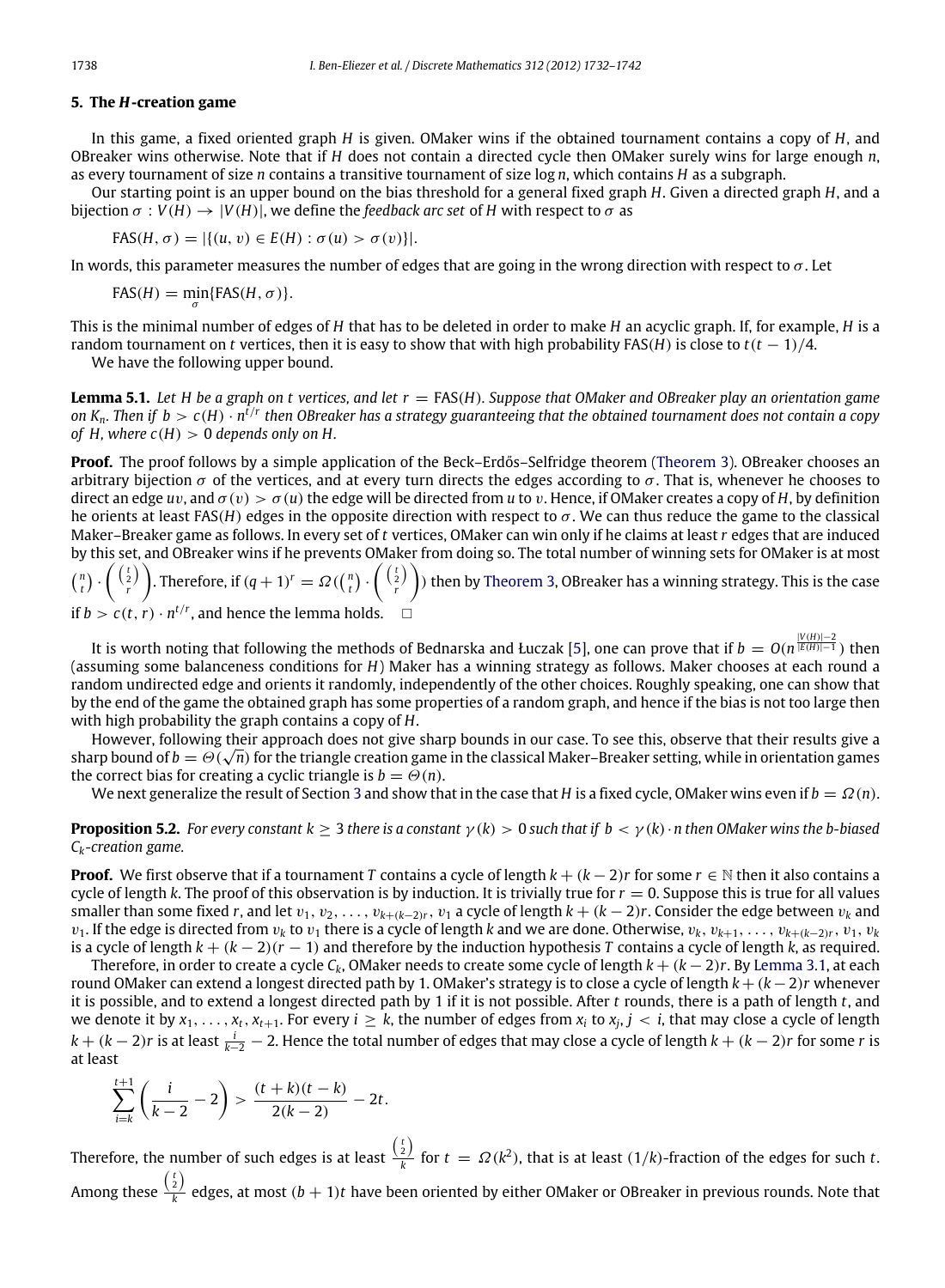## 5. The $H$-creation game

In this game, a fixed oriented graph $H$ is given. OMaker wins if the obtained tournament contains a copy of $H$, and OBreaker wins otherwise. Note that if $H$ does not contain a directed cycle then OMaker surely wins for large enough $n$, as every tournament of size $n$ contains a transitive tournament of size $\log n$, which contains $H$ as a subgraph.

Our starting point is an upper bound on the bias threshold for a general fixed graph $H$. Given a directed graph $H$, and a bijection $\sigma : V(H) \to |V(H)|$, we define the *feedback arc set* of $H$ with respect to $\sigma$ as

$$\mathrm{FAS}(H, \sigma) = |\{(u, v) \in E(H) : \sigma(u) > \sigma(v)\}|.$$

In words, this parameter measures the number of edges that are going in the wrong direction with respect to $\sigma$. Let

$$\mathrm{FAS}(H) = \min_{\sigma}\{\mathrm{FAS}(H, \sigma)\}.$$

This is the minimal number of edges of $H$ that has to be deleted in order to make $H$ an acyclic graph. If, for example, $H$ is a random tournament on $t$ vertices, then it is easy to show that with high probability $\mathrm{FAS}(H)$ is close to $t(t-1)/4$.

We have the following upper bound.

**Lemma 5.1.** *Let $H$ be a graph on $t$ vertices, and let $r = \mathrm{FAS}(H)$. Suppose that OMaker and OBreaker play an orientation game on $K_n$. Then if $b > c(H) \cdot n^{t/r}$ then OBreaker has a strategy guaranteeing that the obtained tournament does not contain a copy of $H$, where $c(H) > 0$ depends only on $H$.*

**Proof.** The proof follows by a simple application of the Beck–Erdős–Selfridge theorem (Theorem 3). OBreaker chooses an arbitrary bijection $\sigma$ of the vertices, and at every turn directs the edges according to $\sigma$. That is, whenever he chooses to direct an edge $uv$, and $\sigma(v) > \sigma(u)$ the edge will be directed from $u$ to $v$. Hence, if OMaker creates a copy of $H$, by definition he orients at least $\mathrm{FAS}(H)$ edges in the opposite direction with respect to $\sigma$. We can thus reduce the game to the classical Maker–Breaker game as follows. In every set of $t$ vertices, OMaker can win only if he claims at least $r$ edges that are induced by this set, and OBreaker wins if he prevents OMaker from doing so. The total number of winning sets for OMaker is at most $\binom{n}{t} \cdot \binom{\binom{t}{2}}{r}$. Therefore, if $(q+1)^r = \Omega(\binom{n}{t} \cdot \binom{\binom{t}{2}}{r})$ then by Theorem 3, OBreaker has a winning strategy. This is the case if $b > c(t, r) \cdot n^{t/r}$, and hence the lemma holds. $\square$

It is worth noting that following the methods of Bednarska and Łuczak [5], one can prove that if $b = O(n^{\frac{|V(H)|-2}{|E(H)|-1}})$ then (assuming some balanceness conditions for $H$) Maker has a winning strategy as follows. Maker chooses at each round a random undirected edge and orients it randomly, independently of the other choices. Roughly speaking, one can show that by the end of the game the obtained graph has some properties of a random graph, and hence if the bias is not too large then with high probability the graph contains a copy of $H$.

However, following their approach does not give sharp bounds in our case. To see this, observe that their results give a sharp bound of $b = \Theta(\sqrt{n})$ for the triangle creation game in the classical Maker–Breaker setting, while in orientation games the correct bias for creating a cyclic triangle is $b = \Theta(n)$.

We next generalize the result of Section 3 and show that in the case that $H$ is a fixed cycle, OMaker wins even if $b = \Omega(n)$.

**Proposition 5.2.** *For every constant $k \geq 3$ there is a constant $\gamma(k) > 0$ such that if $b < \gamma(k) \cdot n$ then OMaker wins the $b$-biased $C_k$-creation game.*

**Proof.** We first observe that if a tournament $T$ contains a cycle of length $k + (k-2)r$ for some $r \in \mathbb{N}$ then it also contains a cycle of length $k$. The proof of this observation is by induction. It is trivially true for $r = 0$. Suppose this is true for all values smaller than some fixed $r$, and let $v_1, v_2, \ldots, v_{k+(k-2)r}, v_1$ a cycle of length $k + (k-2)r$. Consider the edge between $v_k$ and $v_1$. If the edge is directed from $v_k$ to $v_1$ there is a cycle of length $k$ and we are done. Otherwise, $v_k, v_{k+1}, \ldots, v_{k+(k-2)r}, v_1, v_k$ is a cycle of length $k + (k-2)(r-1)$ and therefore by the induction hypothesis $T$ contains a cycle of length $k$, as required.

Therefore, in order to create a cycle $C_k$, OMaker needs to create some cycle of length $k + (k-2)r$. By Lemma 3.1, at each round OMaker can extend a longest directed path by 1. OMaker's strategy is to close a cycle of length $k + (k-2)r$ whenever it is possible, and to extend a longest directed path by 1 if it is not possible. After $t$ rounds, there is a path of length $t$, and we denote it by $x_1, \ldots, x_t, x_{t+1}$. For every $i \geq k$, the number of edges from $x_i$ to $x_j$, $j < i$, that may close a cycle of length $k + (k-2)r$ is at least $\frac{i}{k-2} - 2$. Hence the total number of edges that may close a cycle of length $k + (k-2)r$ for some $r$ is at least

$$\sum_{i=k}^{t+1} \left(\frac{i}{k-2} - 2\right) > \frac{(t+k)(t-k)}{2(k-2)} - 2t.$$

Therefore, the number of such edges is at least $\frac{\binom{t}{2}}{k}$ for $t = \Omega(k^2)$, that is at least $(1/k)$-fraction of the edges for such $t$. Among these $\frac{\binom{t}{2}}{k}$ edges, at most $(b+1)t$ have been oriented by either OMaker or OBreaker in previous rounds. Note that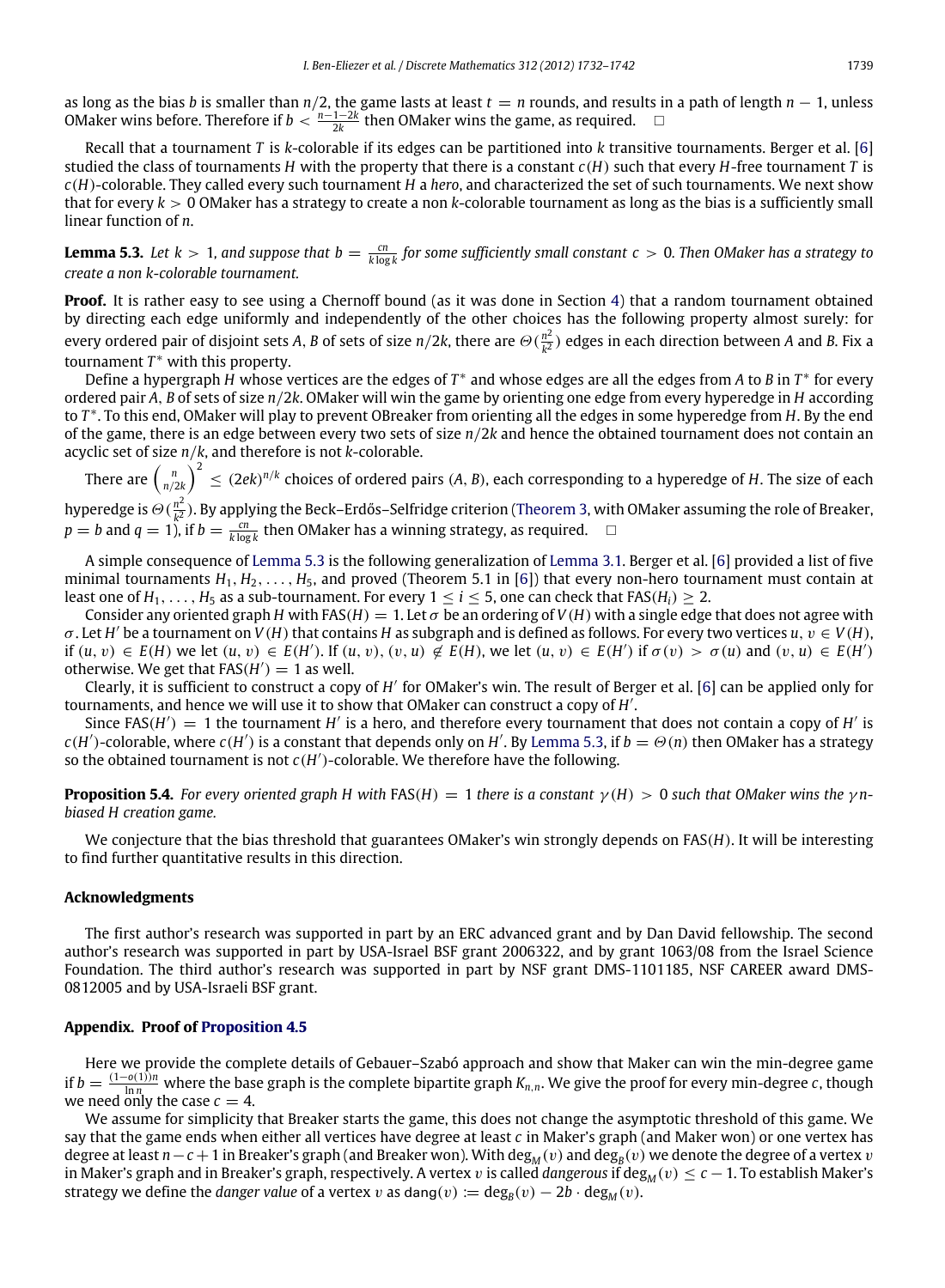as long as the bias $b$ is smaller than $n/2$, the game lasts at least $t = n$ rounds, and results in a path of length $n-1$, unless OMaker wins before. Therefore if $b < \frac{n-1-2k}{2k}$ then OMaker wins the game, as required. □

Recall that a tournament $T$ is $k$-colorable if its edges can be partitioned into $k$ transitive tournaments. Berger et al. [6] studied the class of tournaments $H$ with the property that there is a constant $c(H)$ such that every $H$-free tournament $T$ is $c(H)$-colorable. They called every such tournament $H$ a *hero*, and characterized the set of such tournaments. We next show that for every $k > 0$ OMaker has a strategy to create a non $k$-colorable tournament as long as the bias is a sufficiently small linear function of $n$.

**Lemma 5.3.** *Let $k > 1$, and suppose that $b = \frac{cn}{k \log k}$ for some sufficiently small constant $c > 0$. Then OMaker has a strategy to create a non $k$-colorable tournament.*

**Proof.** It is rather easy to see using a Chernoff bound (as it was done in Section 4) that a random tournament obtained by directing each edge uniformly and independently of the other choices has the following property almost surely: for every ordered pair of disjoint sets $A, B$ of sets of size $n/2k$, there are $\Theta(\frac{n^2}{k^2})$ edges in each direction between $A$ and $B$. Fix a tournament $T^*$ with this property.

Define a hypergraph $H$ whose vertices are the edges of $T^*$ and whose edges are all the edges from $A$ to $B$ in $T^*$ for every ordered pair $A, B$ of sets of size $n/2k$. OMaker will win the game by orienting one edge from every hyperedge in $H$ according to $T^*$. To this end, OMaker will play to prevent OBreaker from orienting all the edges in some hyperedge from $H$. By the end of the game, there is an edge between every two sets of size $n/2k$ and hence the obtained tournament does not contain an acyclic set of size $n/k$, and therefore is not $k$-colorable.

There are $\binom{n}{n/2k}^2 \leq (2ek)^{n/k}$ choices of ordered pairs $(A, B)$, each corresponding to a hyperedge of $H$. The size of each hyperedge is $\Theta(\frac{n^2}{k^2})$. By applying the Beck–Erdős–Selfridge criterion (Theorem 3, with OMaker assuming the role of Breaker, $p = b$ and $q = 1$), if $b = \frac{cn}{k \log k}$ then OMaker has a winning strategy, as required. □

A simple consequence of Lemma 5.3 is the following generalization of Lemma 3.1. Berger et al. [6] provided a list of five minimal tournaments $H_1, H_2, \ldots, H_5$, and proved (Theorem 5.1 in [6]) that every non-hero tournament must contain at least one of $H_1, \ldots, H_5$ as a sub-tournament. For every $1 \leq i \leq 5$, one can check that $\mathrm{FAS}(H_i) \geq 2$.

Consider any oriented graph $H$ with $\mathrm{FAS}(H) = 1$. Let $\sigma$ be an ordering of $V(H)$ with a single edge that does not agree with $\sigma$. Let $H'$ be a tournament on $V(H)$ that contains $H$ as subgraph and is defined as follows. For every two vertices $u, v \in V(H)$, if $(u, v) \in E(H)$ we let $(u, v) \in E(H')$. If $(u, v), (v, u) \notin E(H)$, we let $(u, v) \in E(H')$ if $\sigma(v) > \sigma(u)$ and $(v, u) \in E(H')$ otherwise. We get that $\mathrm{FAS}(H') = 1$ as well.

Clearly, it is sufficient to construct a copy of $H'$ for OMaker's win. The result of Berger et al. [6] can be applied only for tournaments, and hence we will use it to show that OMaker can construct a copy of $H'$.

Since $\mathrm{FAS}(H') = 1$ the tournament $H'$ is a hero, and therefore every tournament that does not contain a copy of $H'$ is $c(H')$-colorable, where $c(H')$ is a constant that depends only on $H'$. By Lemma 5.3, if $b = \Theta(n)$ then OMaker has a strategy so the obtained tournament is not $c(H')$-colorable. We therefore have the following.

**Proposition 5.4.** *For every oriented graph $H$ with $\mathrm{FAS}(H) = 1$ there is a constant $\gamma(H) > 0$ such that OMaker wins the $\gamma n$-biased $H$ creation game.*

We conjecture that the bias threshold that guarantees OMaker's win strongly depends on $\mathrm{FAS}(H)$. It will be interesting to find further quantitative results in this direction.

## Acknowledgments

The first author's research was supported in part by an ERC advanced grant and by Dan David fellowship. The second author's research was supported in part by USA-Israel BSF grant 2006322, and by grant 1063/08 from the Israel Science Foundation. The third author's research was supported in part by NSF grant DMS-1101185, NSF CAREER award DMS-0812005 and by USA-Israeli BSF grant.

## Appendix. Proof of Proposition 4.5

Here we provide the complete details of Gebauer–Szabó approach and show that Maker can win the min-degree game if $b = \frac{(1-o(1))n}{\ln n}$ where the base graph is the complete bipartite graph $K_{n,n}$. We give the proof for every min-degree $c$, though we need only the case $c = 4$.

We assume for simplicity that Breaker starts the game, this does not change the asymptotic threshold of this game. We say that the game ends when either all vertices have degree at least $c$ in Maker's graph (and Maker won) or one vertex has degree at least $n - c + 1$ in Breaker's graph (and Breaker won). With $\deg_M(v)$ and $\deg_B(v)$ we denote the degree of a vertex $v$ in Maker's graph and in Breaker's graph, respectively. A vertex $v$ is called *dangerous* if $\deg_M(v) \leq c - 1$. To establish Maker's strategy we define the *danger value* of a vertex $v$ as $\mathsf{dang}(v) := \deg_B(v) - 2b \cdot \deg_M(v)$.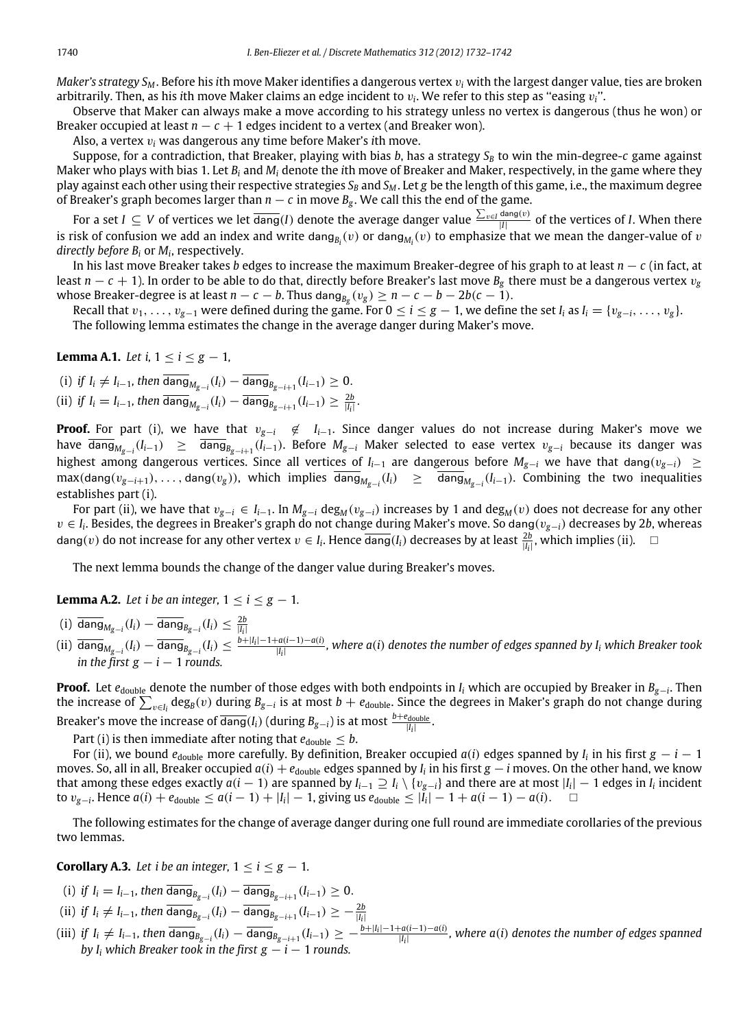*Maker's strategy $S_M$*. Before his $i$th move Maker identifies a dangerous vertex $v_i$ with the largest danger value, ties are broken arbitrarily. Then, as his $i$th move Maker claims an edge incident to $v_i$. We refer to this step as ''easing $v_i$''.

Observe that Maker can always make a move according to his strategy unless no vertex is dangerous (thus he won) or Breaker occupied at least $n - c + 1$ edges incident to a vertex (and Breaker won).

Also, a vertex $v_i$ was dangerous any time before Maker's $i$th move.

Suppose, for a contradiction, that Breaker, playing with bias $b$, has a strategy $S_B$ to win the min-degree-$c$ game against Maker who plays with bias 1. Let $B_i$ and $M_i$ denote the $i$th move of Breaker and Maker, respectively, in the game where they play against each other using their respective strategies $S_B$ and $S_M$. Let $g$ be the length of this game, i.e., the maximum degree of Breaker's graph becomes larger than $n - c$ in move $B_g$. We call this the end of the game.

For a set $I \subseteq V$ of vertices we let $\overline{\mathsf{dang}}(I)$ denote the average danger value $\frac{\sum_{v \in I} \mathsf{dang}(v)}{|I|}$ of the vertices of $I$. When there is risk of confusion we add an index and write $\mathsf{dang}_{B_i}(v)$ or $\mathsf{dang}_{M_i}(v)$ to emphasize that we mean the danger-value of $v$ *directly before* $B_i$ or $M_i$, respectively.

In his last move Breaker takes $b$ edges to increase the maximum Breaker-degree of his graph to at least $n - c$ (in fact, at least $n - c + 1$). In order to be able to do that, directly before Breaker's last move $B_g$ there must be a dangerous vertex $v_g$ whose Breaker-degree is at least $n - c - b$. Thus $\mathsf{dang}_{B_g}(v_g) \geq n - c - b - 2b(c - 1)$.

Recall that $v_1, \ldots, v_{g-1}$ were defined during the game. For $0 \leq i \leq g - 1$, we define the set $I_i$ as $I_i = \{v_{g-i}, \ldots, v_g\}$.

The following lemma estimates the change in the average danger during Maker's move.

**Lemma A.1.** *Let $i$, $1 \leq i \leq g - 1$,*

(i) *if $I_i \neq I_{i-1}$, then $\overline{\mathsf{dang}}_{M_{g-i}}(I_i) - \overline{\mathsf{dang}}_{B_{g-i+1}}(I_{i-1}) \geq 0$.*
(ii) *if $I_i = I_{i-1}$, then $\overline{\mathsf{dang}}_{M_{g-i}}(I_i) - \overline{\mathsf{dang}}_{B_{g-i+1}}(I_{i-1}) \geq \frac{2b}{|I_i|}$.*

**Proof.** For part (i), we have that $v_{g-i} \notin I_{i-1}$. Since danger values do not increase during Maker's move we have $\overline{\mathsf{dang}}_{M_{g-i}}(I_{i-1}) \geq \overline{\mathsf{dang}}_{B_{g-i+1}}(I_{i-1})$. Before $M_{g-i}$ Maker selected to ease vertex $v_{g-i}$ because its danger was highest among dangerous vertices. Since all vertices of $I_{i-1}$ are dangerous before $M_{g-i}$ we have that $\mathsf{dang}(v_{g-i}) \geq \max(\mathsf{dang}(v_{g-i+1}), \ldots, \mathsf{dang}(v_g))$, which implies $\overline{\mathsf{dang}}_{M_{g-i}}(I_i) \geq \overline{\mathsf{dang}}_{M_{g-i}}(I_{i-1})$. Combining the two inequalities establishes part (i).

For part (ii), we have that $v_{g-i} \in I_{i-1}$. In $M_{g-i}$ $\deg_M(v_{g-i})$ increases by 1 and $\deg_M(v)$ does not decrease for any other $v \in I_i$. Besides, the degrees in Breaker's graph do not change during Maker's move. So $\mathsf{dang}(v_{g-i})$ decreases by $2b$, whereas $\mathsf{dang}(v)$ do not increase for any other vertex $v \in I_i$. Hence $\overline{\mathsf{dang}}(I_i)$ decreases by at least $\frac{2b}{|I_i|}$, which implies (ii). $\square$

The next lemma bounds the change of the danger value during Breaker's moves.

**Lemma A.2.** *Let $i$ be an integer, $1 \leq i \leq g - 1$.*

(i) $\overline{\mathsf{dang}}_{M_{g-i}}(I_i) - \overline{\mathsf{dang}}_{B_{g-i}}(I_i) \leq \frac{2b}{|I_i|}$
(ii) $\overline{\mathsf{dang}}_{M_{g-i}}(I_i) - \overline{\mathsf{dang}}_{B_{g-i}}(I_i) \leq \frac{b+|I_i|-1+a(i-1)-a(i)}{|I_i|}$, *where $a(i)$ denotes the number of edges spanned by $I_i$ which Breaker took in the first $g - i - 1$ rounds.*

**Proof.** Let $e_{\text{double}}$ denote the number of those edges with both endpoints in $I_i$ which are occupied by Breaker in $B_{g-i}$. Then the increase of $\sum_{v \in I_i} \deg_B(v)$ during $B_{g-i}$ is at most $b + e_{\text{double}}$. Since the degrees in Maker's graph do not change during Breaker's move the increase of $\overline{\mathsf{dang}}(I_i)$ (during $B_{g-i}$) is at most $\frac{b+e_{\text{double}}}{|I_i|}$.

Part (i) is then immediate after noting that $e_{\text{double}} \leq b$.

For (ii), we bound $e_{\text{double}}$ more carefully. By definition, Breaker occupied $a(i)$ edges spanned by $I_i$ in his first $g - i - 1$ moves. So, all in all, Breaker occupied $a(i) + e_{\text{double}}$ edges spanned by $I_i$ in his first $g - i$ moves. On the other hand, we know that among these edges exactly $a(i - 1)$ are spanned by $I_{i-1} \supseteq I_i \setminus \{v_{g-i}\}$ and there are at most $|I_i| - 1$ edges in $I_i$ incident to $v_{g-i}$. Hence $a(i) + e_{\text{double}} \leq a(i - 1) + |I_i| - 1$, giving us $e_{\text{double}} \leq |I_i| - 1 + a(i - 1) - a(i)$. $\square$

The following estimates for the change of average danger during one full round are immediate corollaries of the previous two lemmas.

**Corollary A.3.** *Let $i$ be an integer, $1 \leq i \leq g - 1$.*

(i) *if $I_i = I_{i-1}$, then $\overline{\mathsf{dang}}_{B_{g-i}}(I_i) - \overline{\mathsf{dang}}_{B_{g-i+1}}(I_{i-1}) \geq 0$.*
(ii) *if $I_i \neq I_{i-1}$, then $\overline{\mathsf{dang}}_{B_{g-i}}(I_i) - \overline{\mathsf{dang}}_{B_{g-i+1}}(I_{i-1}) \geq -\frac{2b}{|I_i|}$*
(iii) *if $I_i \neq I_{i-1}$, then $\overline{\mathsf{dang}}_{B_{g-i}}(I_i) - \overline{\mathsf{dang}}_{B_{g-i+1}}(I_{i-1}) \geq -\frac{b+|I_i|-1+a(i-1)-a(i)}{|I_i|}$, where $a(i)$ denotes the number of edges spanned by $I_i$ which Breaker took in the first $g - i - 1$ rounds.*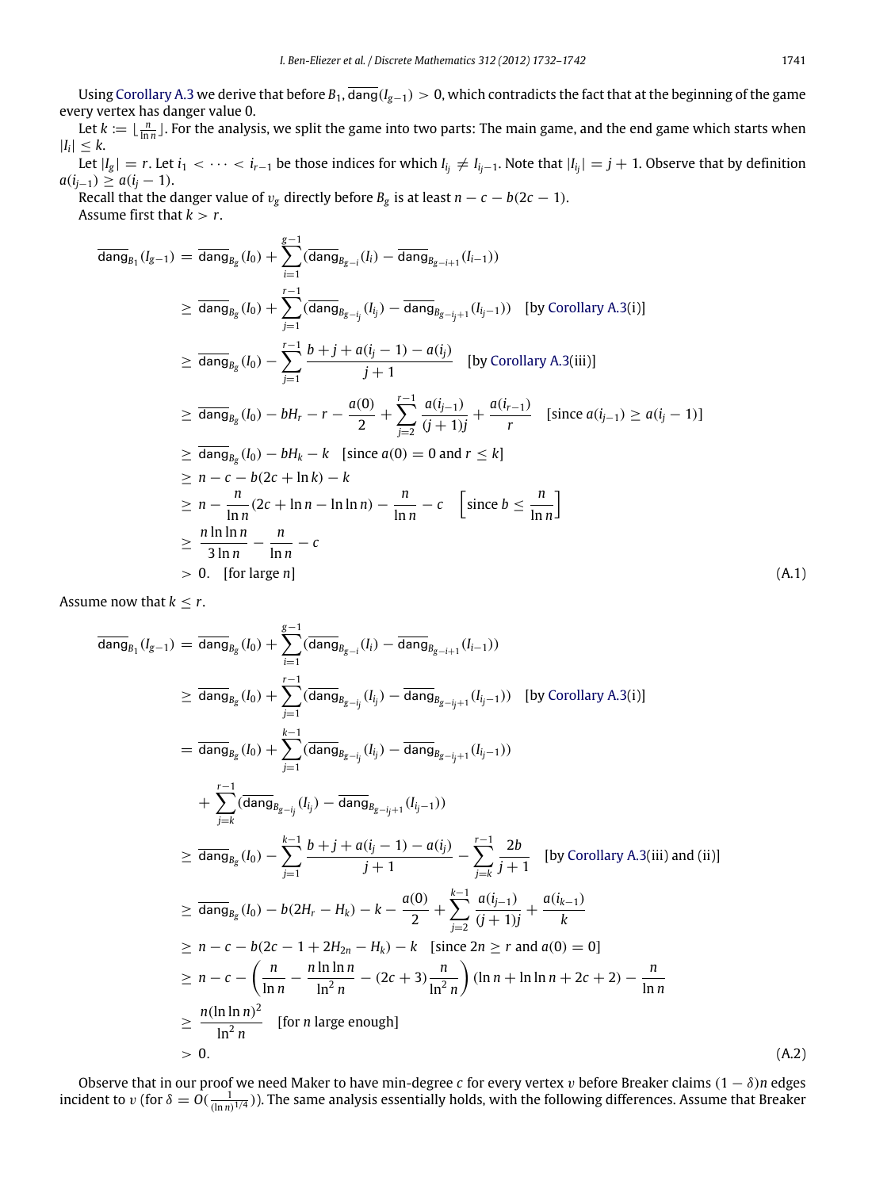Using Corollary A.3 we derive that before $B_1$, $\overline{\text{dang}}(I_{g-1}) > 0$, which contradicts the fact that at the beginning of the game every vertex has danger value 0.

Let $k := \lfloor \frac{n}{\ln n} \rfloor$. For the analysis, we split the game into two parts: The main game, and the end game which starts when $|I_i| \leq k$.

Let $|I_g| = r$. Let $i_1 < \cdots < i_{r-1}$ be those indices for which $I_{i_j} \neq I_{i_j - 1}$. Note that $|I_{i_j}| = j + 1$. Observe that by definition $a(i_{j-1}) \geq a(i_j - 1)$.

Recall that the danger value of $v_g$ directly before $B_g$ is at least $n - c - b(2c - 1)$.

Assume first that $k > r$.

$$
\begin{aligned}
\overline{\text{dang}}_{B_1}(I_{g-1}) &= \overline{\text{dang}}_{B_g}(I_0) + \sum_{i=1}^{g-1} (\overline{\text{dang}}_{B_{g-i}}(I_i) - \overline{\text{dang}}_{B_{g-i+1}}(I_{i-1})) \\
&\geq \overline{\text{dang}}_{B_g}(I_0) + \sum_{j=1}^{r-1} (\overline{\text{dang}}_{B_{g-i_j}}(I_{i_j}) - \overline{\text{dang}}_{B_{g-i_j+1}}(I_{i_j - 1})) \quad \text{[by Corollary A.3(i)]} \\
&\geq \overline{\text{dang}}_{B_g}(I_0) - \sum_{j=1}^{r-1} \frac{b + j + a(i_j - 1) - a(i_j)}{j+1} \quad \text{[by Corollary A.3(iii)]} \\
&\geq \overline{\text{dang}}_{B_g}(I_0) - bH_r - r - \frac{a(0)}{2} + \sum_{j=2}^{r-1} \frac{a(i_{j-1})}{(j+1)j} + \frac{a(i_{r-1})}{r} \quad \text{[since } a(i_{j-1}) \geq a(i_j - 1)\text{]} \\
&\geq \overline{\text{dang}}_{B_g}(I_0) - bH_k - k \quad \text{[since } a(0) = 0 \text{ and } r \leq k\text{]} \\
&\geq n - c - b(2c + \ln k) - k \\
&\geq n - \frac{n}{\ln n}(2c + \ln n - \ln \ln n) - \frac{n}{\ln n} - c \quad \left[\text{since } b \leq \frac{n}{\ln n}\right] \\
&\geq \frac{n \ln \ln n}{3 \ln n} - \frac{n}{\ln n} - c \\
&> 0. \quad \text{[for large } n\text{]}
\end{aligned} \tag{A.1}
$$

Assume now that $k \leq r$.

$$
\begin{aligned}
\overline{\text{dang}}_{B_1}(I_{g-1}) &= \overline{\text{dang}}_{B_g}(I_0) + \sum_{i=1}^{g-1} (\overline{\text{dang}}_{B_{g-i}}(I_i) - \overline{\text{dang}}_{B_{g-i+1}}(I_{i-1})) \\
&\geq \overline{\text{dang}}_{B_g}(I_0) + \sum_{j=1}^{r-1} (\overline{\text{dang}}_{B_{g-i_j}}(I_{i_j}) - \overline{\text{dang}}_{B_{g-i_j+1}}(I_{i_j - 1})) \quad \text{[by Corollary A.3(i)]} \\
&= \overline{\text{dang}}_{B_g}(I_0) + \sum_{j=1}^{k-1} (\overline{\text{dang}}_{B_{g-i_j}}(I_{i_j}) - \overline{\text{dang}}_{B_{g-i_j+1}}(I_{i_j - 1})) \\
&\quad + \sum_{j=k}^{r-1} (\overline{\text{dang}}_{B_{g-i_j}}(I_{i_j}) - \overline{\text{dang}}_{B_{g-i_j+1}}(I_{i_j - 1})) \\
&\geq \overline{\text{dang}}_{B_g}(I_0) - \sum_{j=1}^{k-1} \frac{b + j + a(i_j - 1) - a(i_j)}{j+1} - \sum_{j=k}^{r-1} \frac{2b}{j+1} \quad \text{[by Corollary A.3(iii) and (ii)]} \\
&\geq \overline{\text{dang}}_{B_g}(I_0) - b(2H_r - H_k) - k - \frac{a(0)}{2} + \sum_{j=2}^{k-1} \frac{a(i_{j-1})}{(j+1)j} + \frac{a(i_{k-1})}{k} \\
&\geq n - c - b(2c - 1 + 2H_{2n} - H_k) - k \quad \text{[since } 2n \geq r \text{ and } a(0) = 0\text{]} \\
&\geq n - c - \left(\frac{n}{\ln n} - \frac{n \ln \ln n}{\ln^2 n} - (2c+3)\frac{n}{\ln^2 n}\right)(\ln n + \ln \ln n + 2c + 2) - \frac{n}{\ln n} \\
&\geq \frac{n (\ln \ln n)^2}{\ln^2 n} \quad \text{[for } n \text{ large enough]} \\
&> 0.
\end{aligned} \tag{A.2}
$$

Observe that in our proof we need Maker to have min-degree $c$ for every vertex $v$ before Breaker claims $(1 - \delta)n$ edges incident to $v$ (for $\delta = O(\frac{1}{(\ln n)^{1/4}})$). The same analysis essentially holds, with the following differences. Assume that Breaker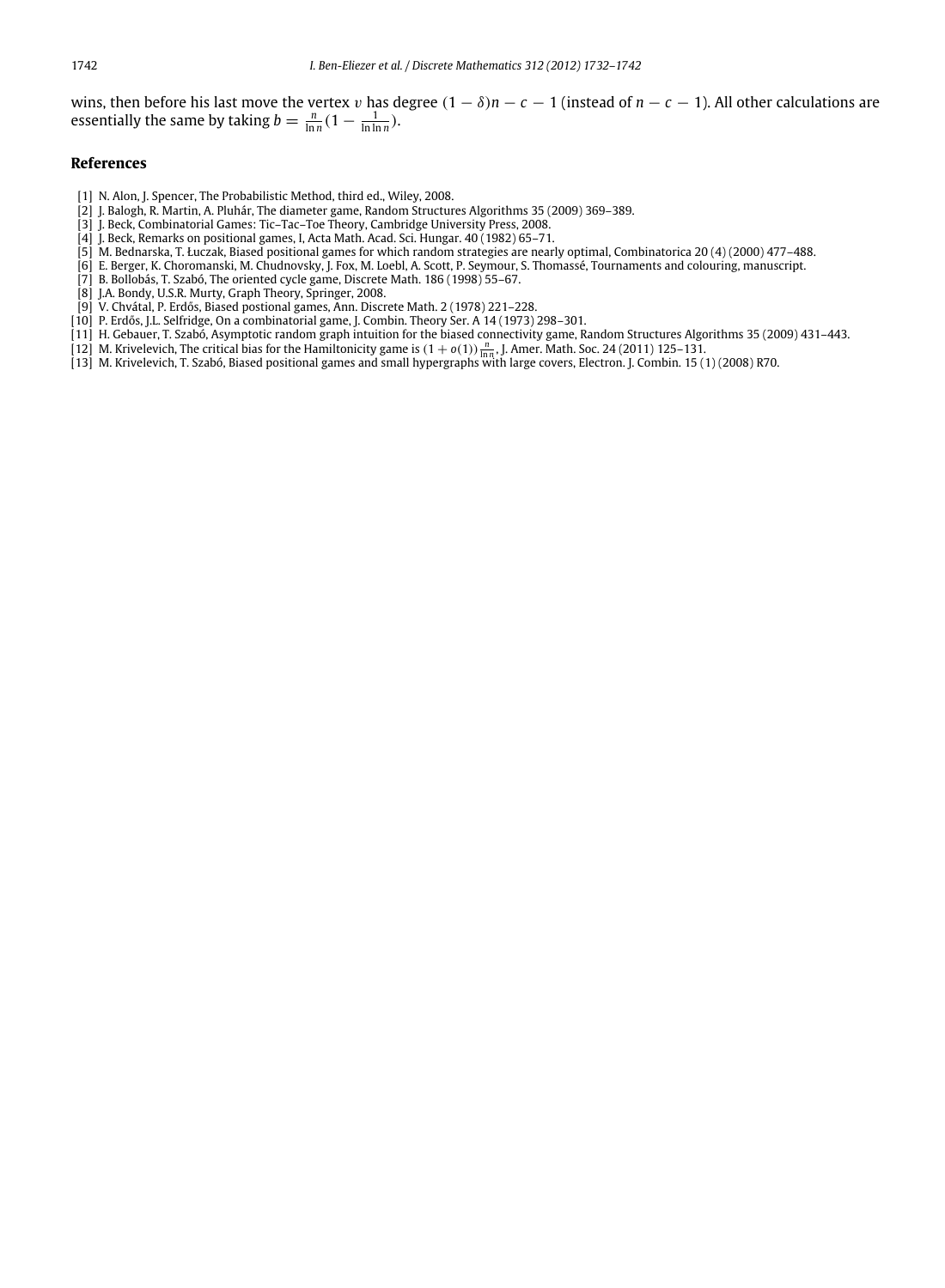wins, then before his last move the vertex $v$ has degree $(1-\delta)n-c-1$ (instead of $n-c-1$). All other calculations are essentially the same by taking $b=\frac{n}{\ln n}(1-\frac{1}{\ln\ln n})$.

## References

[1] N. Alon, J. Spencer, The Probabilistic Method, third ed., Wiley, 2008.
[2] J. Balogh, R. Martin, A. Pluhár, The diameter game, Random Structures Algorithms 35 (2009) 369–389.
[3] J. Beck, Combinatorial Games: Tic–Tac–Toe Theory, Cambridge University Press, 2008.
[4] J. Beck, Remarks on positional games, I, Acta Math. Acad. Sci. Hungar. 40 (1982) 65–71.
[5] M. Bednarska, T. Łuczak, Biased positional games for which random strategies are nearly optimal, Combinatorica 20 (4) (2000) 477–488.
[6] E. Berger, K. Choromanski, M. Chudnovsky, J. Fox, M. Loebl, A. Scott, P. Seymour, S. Thomassé, Tournaments and colouring, manuscript.
[7] B. Bollobás, T. Szabó, The oriented cycle game, Discrete Math. 186 (1998) 55–67.
[8] J.A. Bondy, U.S.R. Murty, Graph Theory, Springer, 2008.
[9] V. Chvátal, P. Erdős, Biased postional games, Ann. Discrete Math. 2 (1978) 221–228.
[10] P. Erdős, J.L. Selfridge, On a combinatorial game, J. Combin. Theory Ser. A 14 (1973) 298–301.
[11] H. Gebauer, T. Szabó, Asymptotic random graph intuition for the biased connectivity game, Random Structures Algorithms 35 (2009) 431–443.
[12] M. Krivelevich, The critical bias for the Hamiltonicity game is $(1+o(1))\frac{n}{\ln n}$, J. Amer. Math. Soc. 24 (2011) 125–131.
[13] M. Krivelevich, T. Szabó, Biased positional games and small hypergraphs with large covers, Electron. J. Combin. 15 (1) (2008) R70.